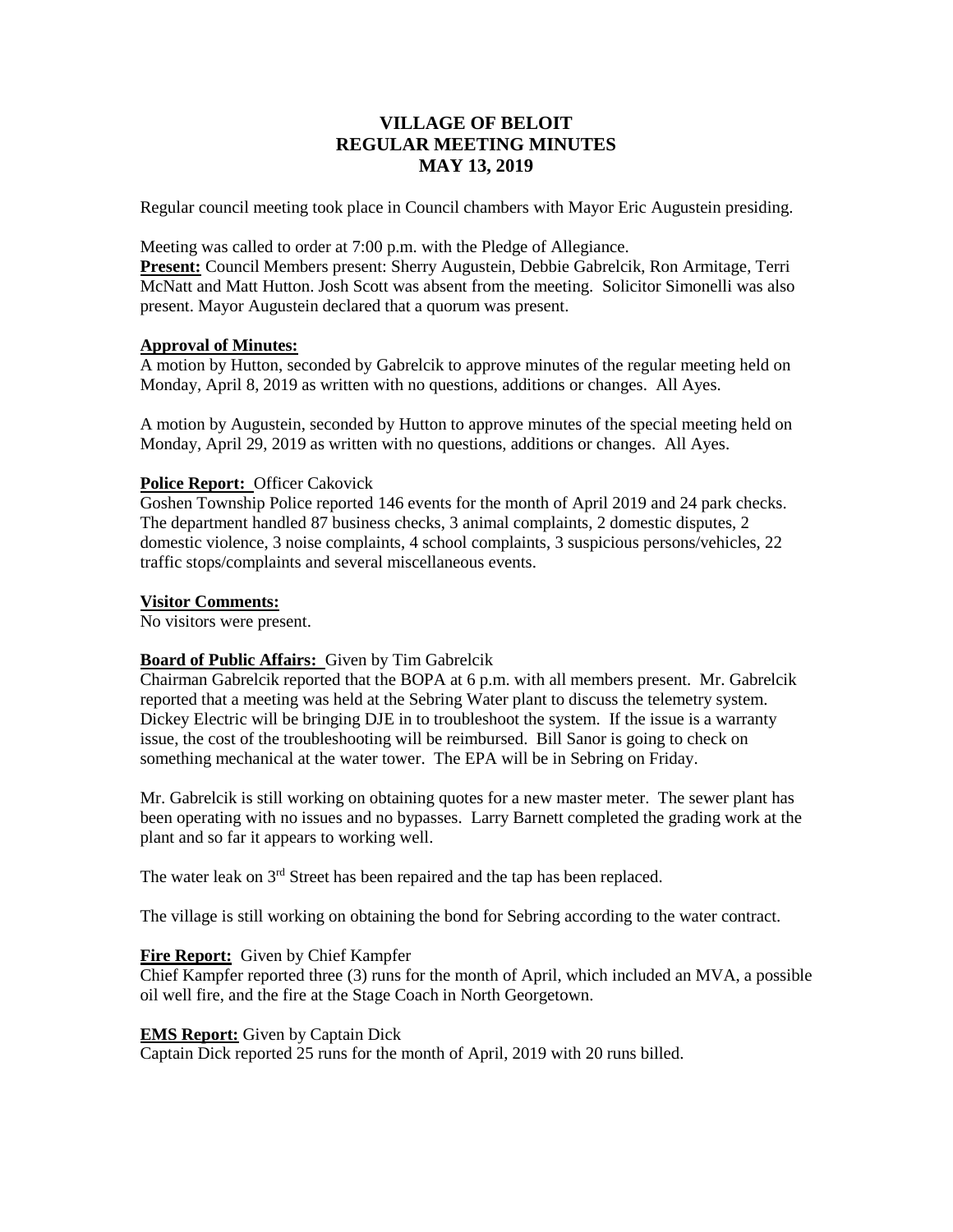# VILLAGE OF BELOIT
## REGULAR MEETING MINUTES
## MAY 13, 2019

Regular council meeting took place in Council chambers with Mayor Eric Augustein presiding.

Meeting was called to order at 7:00 p.m. with the Pledge of Allegiance.
**Present:** Council Members present: Sherry Augustein, Debbie Gabrelcik, Ron Armitage, Terri McNatt and Matt Hutton. Josh Scott was absent from the meeting. Solicitor Simonelli was also present. Mayor Augustein declared that a quorum was present.

**Approval of Minutes:**
A motion by Hutton, seconded by Gabrelcik to approve minutes of the regular meeting held on Monday, April 8, 2019 as written with no questions, additions or changes. All Ayes.

A motion by Augustein, seconded by Hutton to approve minutes of the special meeting held on Monday, April 29, 2019 as written with no questions, additions or changes. All Ayes.

**Police Report:** Officer Cakovick
Goshen Township Police reported 146 events for the month of April 2019 and 24 park checks. The department handled 87 business checks, 3 animal complaints, 2 domestic disputes, 2 domestic violence, 3 noise complaints, 4 school complaints, 3 suspicious persons/vehicles, 22 traffic stops/complaints and several miscellaneous events.

**Visitor Comments:**
No visitors were present.

**Board of Public Affairs:** Given by Tim Gabrelcik
Chairman Gabrelcik reported that the BOPA at 6 p.m. with all members present. Mr. Gabrelcik reported that a meeting was held at the Sebring Water plant to discuss the telemetry system. Dickey Electric will be bringing DJE in to troubleshoot the system. If the issue is a warranty issue, the cost of the troubleshooting will be reimbursed. Bill Sanor is going to check on something mechanical at the water tower. The EPA will be in Sebring on Friday.

Mr. Gabrelcik is still working on obtaining quotes for a new master meter. The sewer plant has been operating with no issues and no bypasses. Larry Barnett completed the grading work at the plant and so far it appears to working well.

The water leak on 3rd Street has been repaired and the tap has been replaced.

The village is still working on obtaining the bond for Sebring according to the water contract.

**Fire Report:** Given by Chief Kampfer
Chief Kampfer reported three (3) runs for the month of April, which included an MVA, a possible oil well fire, and the fire at the Stage Coach in North Georgetown.

**EMS Report:** Given by Captain Dick
Captain Dick reported 25 runs for the month of April, 2019 with 20 runs billed.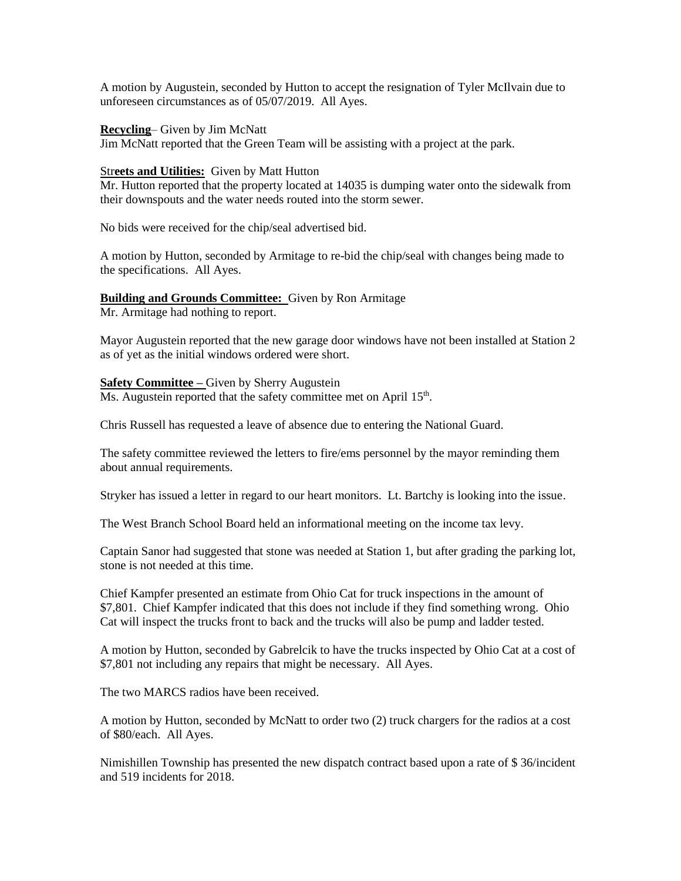A motion by Augustein, seconded by Hutton to accept the resignation of Tyler McIlvain due to unforeseen circumstances as of 05/07/2019. All Ayes.

**Recycling**– Given by Jim McNatt
Jim McNatt reported that the Green Team will be assisting with a project at the park.

Str**eets and Utilities:** Given by Matt Hutton
Mr. Hutton reported that the property located at 14035 is dumping water onto the sidewalk from their downspouts and the water needs routed into the storm sewer.

No bids were received for the chip/seal advertised bid.

A motion by Hutton, seconded by Armitage to re-bid the chip/seal with changes being made to the specifications. All Ayes.

**Building and Grounds Committee:** Given by Ron Armitage
Mr. Armitage had nothing to report.

Mayor Augustein reported that the new garage door windows have not been installed at Station 2 as of yet as the initial windows ordered were short.

**Safety Committee –** Given by Sherry Augustein
Ms. Augustein reported that the safety committee met on April 15th.

Chris Russell has requested a leave of absence due to entering the National Guard.

The safety committee reviewed the letters to fire/ems personnel by the mayor reminding them about annual requirements.

Stryker has issued a letter in regard to our heart monitors. Lt. Bartchy is looking into the issue.

The West Branch School Board held an informational meeting on the income tax levy.

Captain Sanor had suggested that stone was needed at Station 1, but after grading the parking lot, stone is not needed at this time.

Chief Kampfer presented an estimate from Ohio Cat for truck inspections in the amount of $7,801. Chief Kampfer indicated that this does not include if they find something wrong. Ohio Cat will inspect the trucks front to back and the trucks will also be pump and ladder tested.

A motion by Hutton, seconded by Gabrelcik to have the trucks inspected by Ohio Cat at a cost of $7,801 not including any repairs that might be necessary. All Ayes.

The two MARCS radios have been received.

A motion by Hutton, seconded by McNatt to order two (2) truck chargers for the radios at a cost of $80/each. All Ayes.

Nimishillen Township has presented the new dispatch contract based upon a rate of $ 36/incident and 519 incidents for 2018.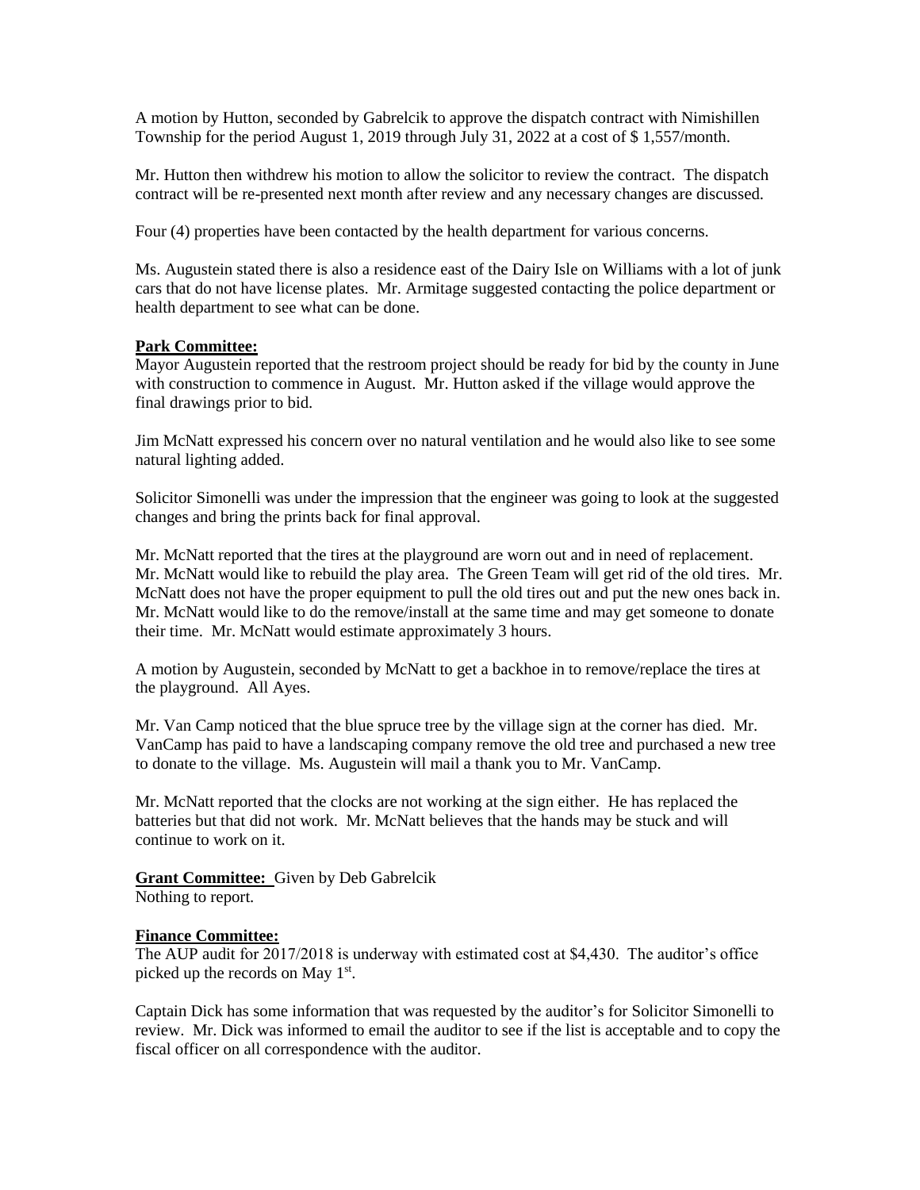A motion by Hutton, seconded by Gabrelcik to approve the dispatch contract with Nimishillen Township for the period August 1, 2019 through July 31, 2022 at a cost of $ 1,557/month.

Mr. Hutton then withdrew his motion to allow the solicitor to review the contract. The dispatch contract will be re-presented next month after review and any necessary changes are discussed.

Four (4) properties have been contacted by the health department for various concerns.

Ms. Augustein stated there is also a residence east of the Dairy Isle on Williams with a lot of junk cars that do not have license plates. Mr. Armitage suggested contacting the police department or health department to see what can be done.

**Park Committee:**

Mayor Augustein reported that the restroom project should be ready for bid by the county in June with construction to commence in August. Mr. Hutton asked if the village would approve the final drawings prior to bid.

Jim McNatt expressed his concern over no natural ventilation and he would also like to see some natural lighting added.

Solicitor Simonelli was under the impression that the engineer was going to look at the suggested changes and bring the prints back for final approval.

Mr. McNatt reported that the tires at the playground are worn out and in need of replacement. Mr. McNatt would like to rebuild the play area. The Green Team will get rid of the old tires. Mr. McNatt does not have the proper equipment to pull the old tires out and put the new ones back in. Mr. McNatt would like to do the remove/install at the same time and may get someone to donate their time. Mr. McNatt would estimate approximately 3 hours.

A motion by Augustein, seconded by McNatt to get a backhoe in to remove/replace the tires at the playground. All Ayes.

Mr. Van Camp noticed that the blue spruce tree by the village sign at the corner has died. Mr. VanCamp has paid to have a landscaping company remove the old tree and purchased a new tree to donate to the village. Ms. Augustein will mail a thank you to Mr. VanCamp.

Mr. McNatt reported that the clocks are not working at the sign either. He has replaced the batteries but that did not work. Mr. McNatt believes that the hands may be stuck and will continue to work on it.

**Grant Committee:** Given by Deb Gabrelcik
Nothing to report.

**Finance Committee:**

The AUP audit for 2017/2018 is underway with estimated cost at $4,430. The auditor's office picked up the records on May 1st.

Captain Dick has some information that was requested by the auditor's for Solicitor Simonelli to review. Mr. Dick was informed to email the auditor to see if the list is acceptable and to copy the fiscal officer on all correspondence with the auditor.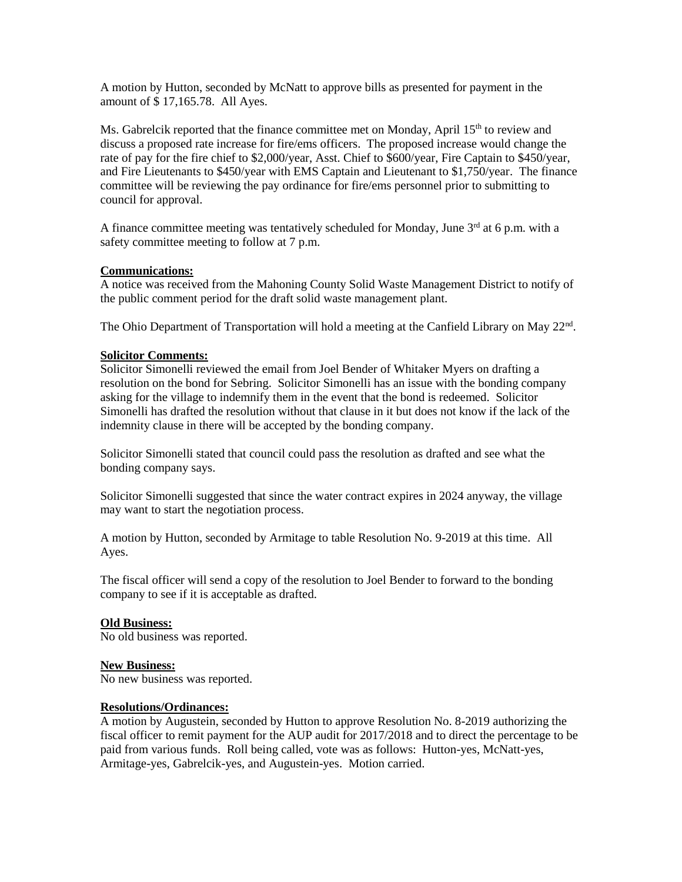A motion by Hutton, seconded by McNatt to approve bills as presented for payment in the amount of $ 17,165.78. All Ayes.

Ms. Gabrelcik reported that the finance committee met on Monday, April 15th to review and discuss a proposed rate increase for fire/ems officers. The proposed increase would change the rate of pay for the fire chief to $2,000/year, Asst. Chief to $600/year, Fire Captain to $450/year, and Fire Lieutenants to $450/year with EMS Captain and Lieutenant to $1,750/year. The finance committee will be reviewing the pay ordinance for fire/ems personnel prior to submitting to council for approval.

A finance committee meeting was tentatively scheduled for Monday, June 3rd at 6 p.m. with a safety committee meeting to follow at 7 p.m.

**Communications:**

A notice was received from the Mahoning County Solid Waste Management District to notify of the public comment period for the draft solid waste management plant.

The Ohio Department of Transportation will hold a meeting at the Canfield Library on May 22nd.

**Solicitor Comments:**

Solicitor Simonelli reviewed the email from Joel Bender of Whitaker Myers on drafting a resolution on the bond for Sebring. Solicitor Simonelli has an issue with the bonding company asking for the village to indemnify them in the event that the bond is redeemed. Solicitor Simonelli has drafted the resolution without that clause in it but does not know if the lack of the indemnity clause in there will be accepted by the bonding company.

Solicitor Simonelli stated that council could pass the resolution as drafted and see what the bonding company says.

Solicitor Simonelli suggested that since the water contract expires in 2024 anyway, the village may want to start the negotiation process.

A motion by Hutton, seconded by Armitage to table Resolution No. 9-2019 at this time. All Ayes.

The fiscal officer will send a copy of the resolution to Joel Bender to forward to the bonding company to see if it is acceptable as drafted.

**Old Business:**

No old business was reported.

**New Business:**

No new business was reported.

**Resolutions/Ordinances:**

A motion by Augustein, seconded by Hutton to approve Resolution No. 8-2019 authorizing the fiscal officer to remit payment for the AUP audit for 2017/2018 and to direct the percentage to be paid from various funds. Roll being called, vote was as follows: Hutton-yes, McNatt-yes, Armitage-yes, Gabrelcik-yes, and Augustein-yes. Motion carried.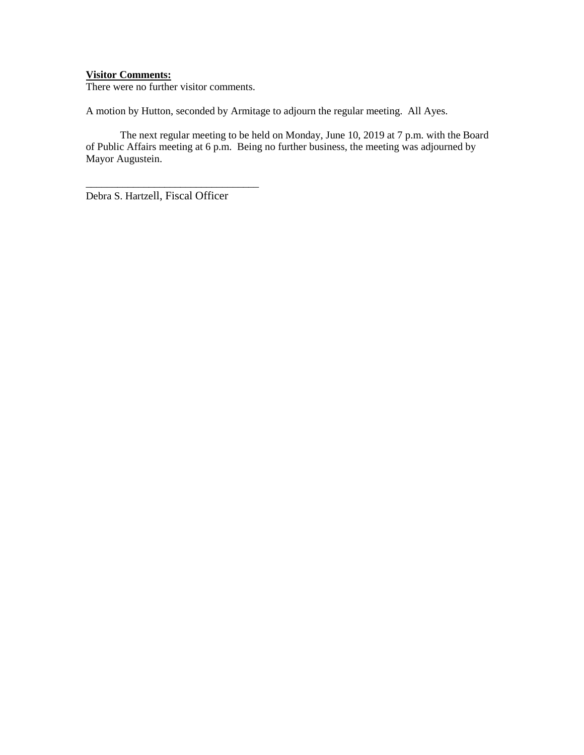**Visitor Comments:**
There were no further visitor comments.

A motion by Hutton, seconded by Armitage to adjourn the regular meeting. All Ayes.

The next regular meeting to be held on Monday, June 10, 2019 at 7 p.m. with the Board of Public Affairs meeting at 6 p.m. Being no further business, the meeting was adjourned by Mayor Augustein.

________________________________
Debra S. Hartzell, Fiscal Officer